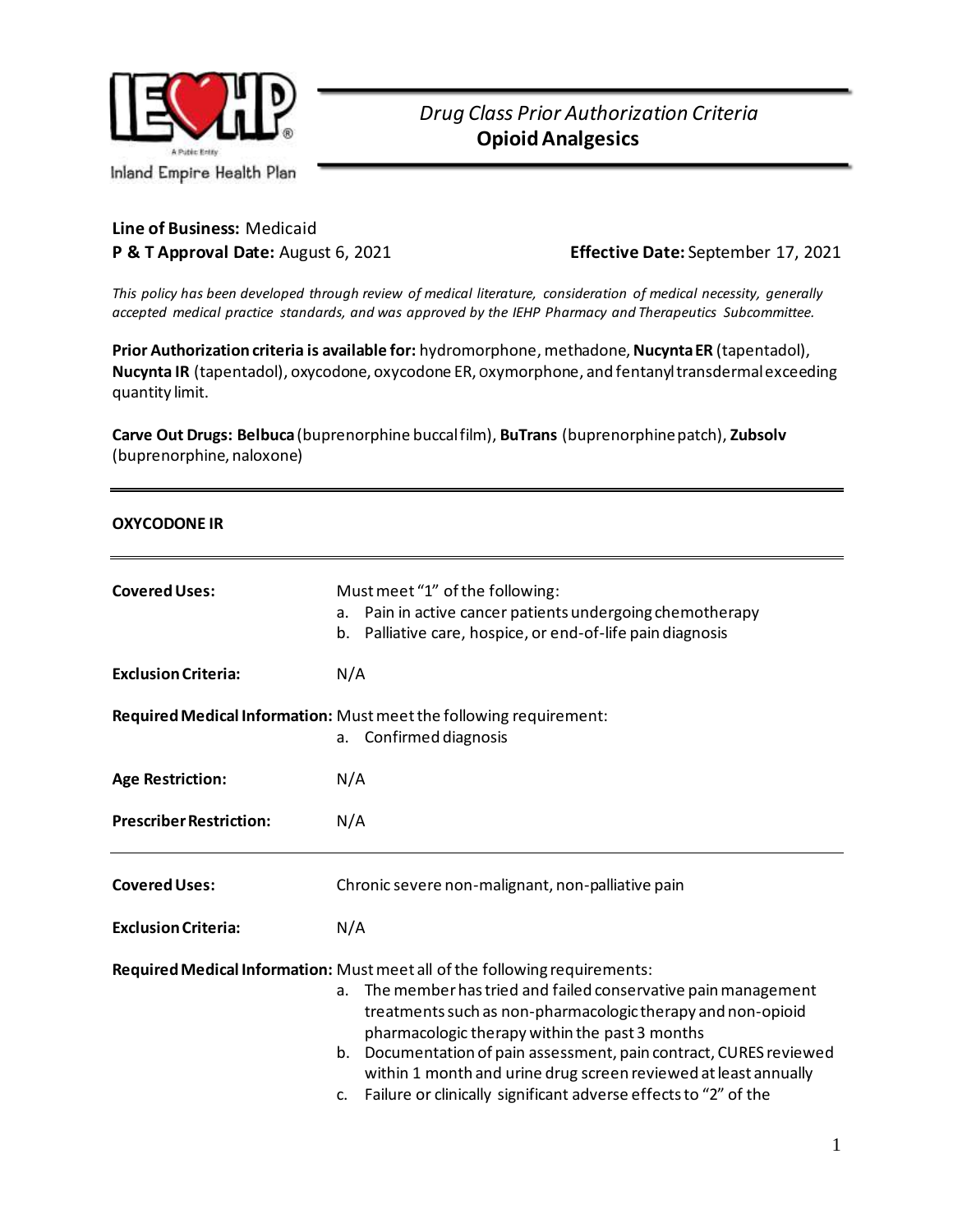Inland Empire Health Plan

# *Drug Class Prior Authorization Criteria*
# **Opioid Analgesics**

**Line of Business:** Medicaid

**P & T Approval Date:** August 6, 2021 **Effective Date:** September 17, 2021

*This policy has been developed through review of medical literature, consideration of medical necessity, generally accepted medical practice standards, and was approved by the IEHP Pharmacy and Therapeutics Subcommittee.*

**Prior Authorization criteria is available for:** hydromorphone, methadone, **Nucynta ER** (tapentadol), **Nucynta IR** (tapentadol), oxycodone, oxycodone ER, oxymorphone, and fentanyl transdermal exceeding quantity limit.

**Carve Out Drugs: Belbuca** (buprenorphine buccal film), **BuTrans** (buprenorphine patch), **Zubsolv** (buprenorphine, naloxone)

---

## OXYCODONE IR

---

**Covered Uses:** Must meet "1" of the following:

a. Pain in active cancer patients undergoing chemotherapy
b. Palliative care, hospice, or end-of-life pain diagnosis

**Exclusion Criteria:** N/A

**Required Medical Information:** Must meet the following requirement:

a. Confirmed diagnosis

**Age Restriction:** N/A

**Prescriber Restriction:** N/A

---

**Covered Uses:** Chronic severe non-malignant, non-palliative pain

**Exclusion Criteria:** N/A

**Required Medical Information:** Must meet all of the following requirements:

a. The member has tried and failed conservative pain management treatments such as non-pharmacologic therapy and non-opioid pharmacologic therapy within the past 3 months
b. Documentation of pain assessment, pain contract, CURES reviewed within 1 month and urine drug screen reviewed at least annually
c. Failure or clinically significant adverse effects to "2" of the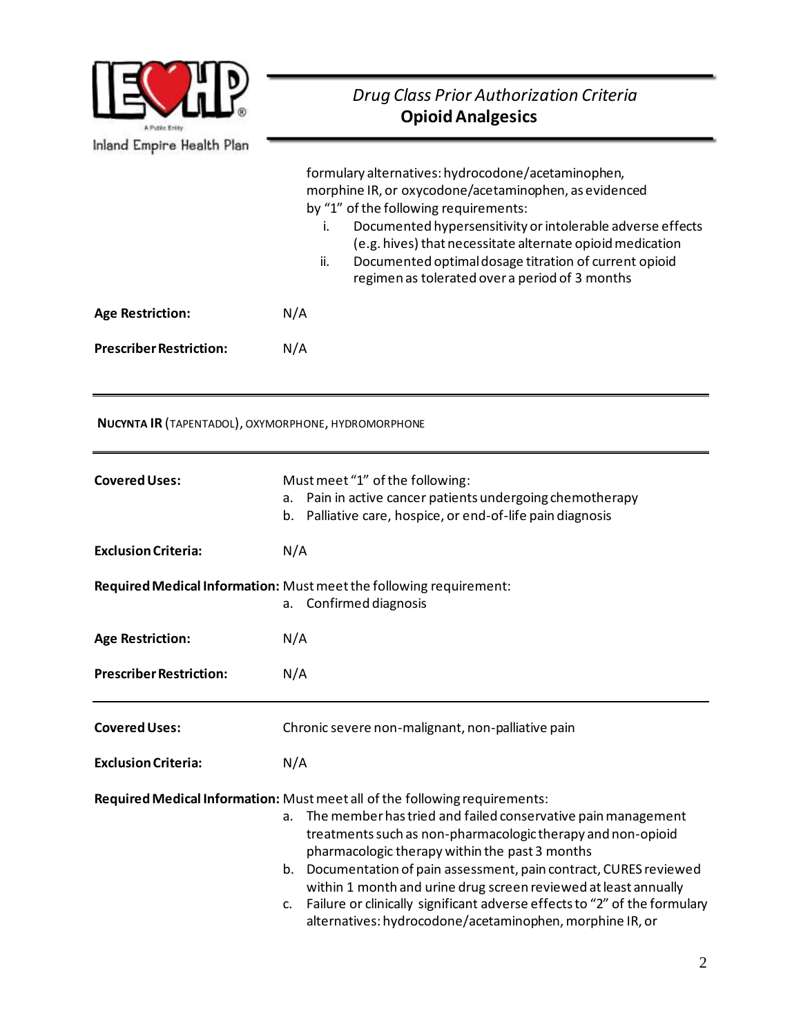formulary alternatives: hydrocodone/acetaminophen, morphine IR, or oxycodone/acetaminophen, as evidenced by "1" of the following requirements:

i. Documented hypersensitivity or intolerable adverse effects (e.g. hives) that necessitate alternate opioid medication
ii. Documented optimal dosage titration of current opioid regimen as tolerated over a period of 3 months

**Age Restriction:** N/A

**Prescriber Restriction:** N/A

---

## NUCYNTA IR (TAPENTADOL), OXYMORPHONE, HYDROMORPHONE

---

**Covered Uses:** Must meet "1" of the following:

a. Pain in active cancer patients undergoing chemotherapy
b. Palliative care, hospice, or end-of-life pain diagnosis

**Exclusion Criteria:** N/A

**Required Medical Information:** Must meet the following requirement:

a. Confirmed diagnosis

**Age Restriction:** N/A

**Prescriber Restriction:** N/A

---

**Covered Uses:** Chronic severe non-malignant, non-palliative pain

**Exclusion Criteria:** N/A

**Required Medical Information:** Must meet all of the following requirements:

a. The member has tried and failed conservative pain management treatments such as non-pharmacologic therapy and non-opioid pharmacologic therapy within the past 3 months
b. Documentation of pain assessment, pain contract, CURES reviewed within 1 month and urine drug screen reviewed at least annually
c. Failure or clinically significant adverse effects to "2" of the formulary alternatives: hydrocodone/acetaminophen, morphine IR, or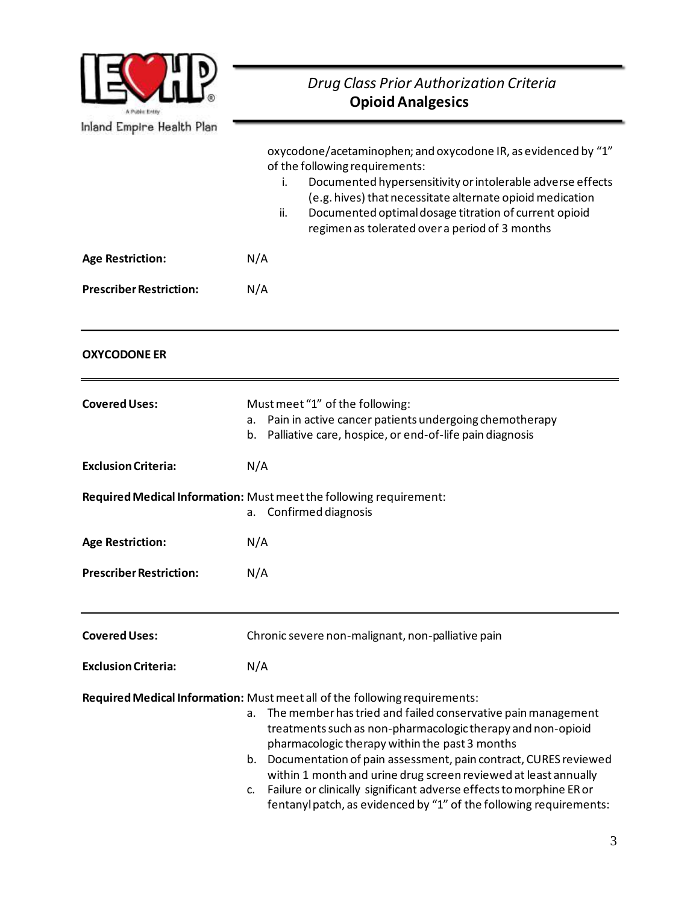oxycodone/acetaminophen; and oxycodone IR, as evidenced by "1" of the following requirements:

i. Documented hypersensitivity or intolerable adverse effects (e.g. hives) that necessitate alternate opioid medication
ii. Documented optimal dosage titration of current opioid regimen as tolerated over a period of 3 months

**Age Restriction:** N/A

**Prescriber Restriction:** N/A

---

**OXYCODONE ER**

---

**Covered Uses:** Must meet "1" of the following:

a. Pain in active cancer patients undergoing chemotherapy
b. Palliative care, hospice, or end-of-life pain diagnosis

**Exclusion Criteria:** N/A

**Required Medical Information:** Must meet the following requirement:

a. Confirmed diagnosis

**Age Restriction:** N/A

**Prescriber Restriction:** N/A

---

**Covered Uses:** Chronic severe non-malignant, non-palliative pain

**Exclusion Criteria:** N/A

**Required Medical Information:** Must meet all of the following requirements:

a. The member has tried and failed conservative pain management treatments such as non-pharmacologic therapy and non-opioid pharmacologic therapy within the past 3 months
b. Documentation of pain assessment, pain contract, CURES reviewed within 1 month and urine drug screen reviewed at least annually
c. Failure or clinically significant adverse effects to morphine ER or fentanyl patch, as evidenced by "1" of the following requirements: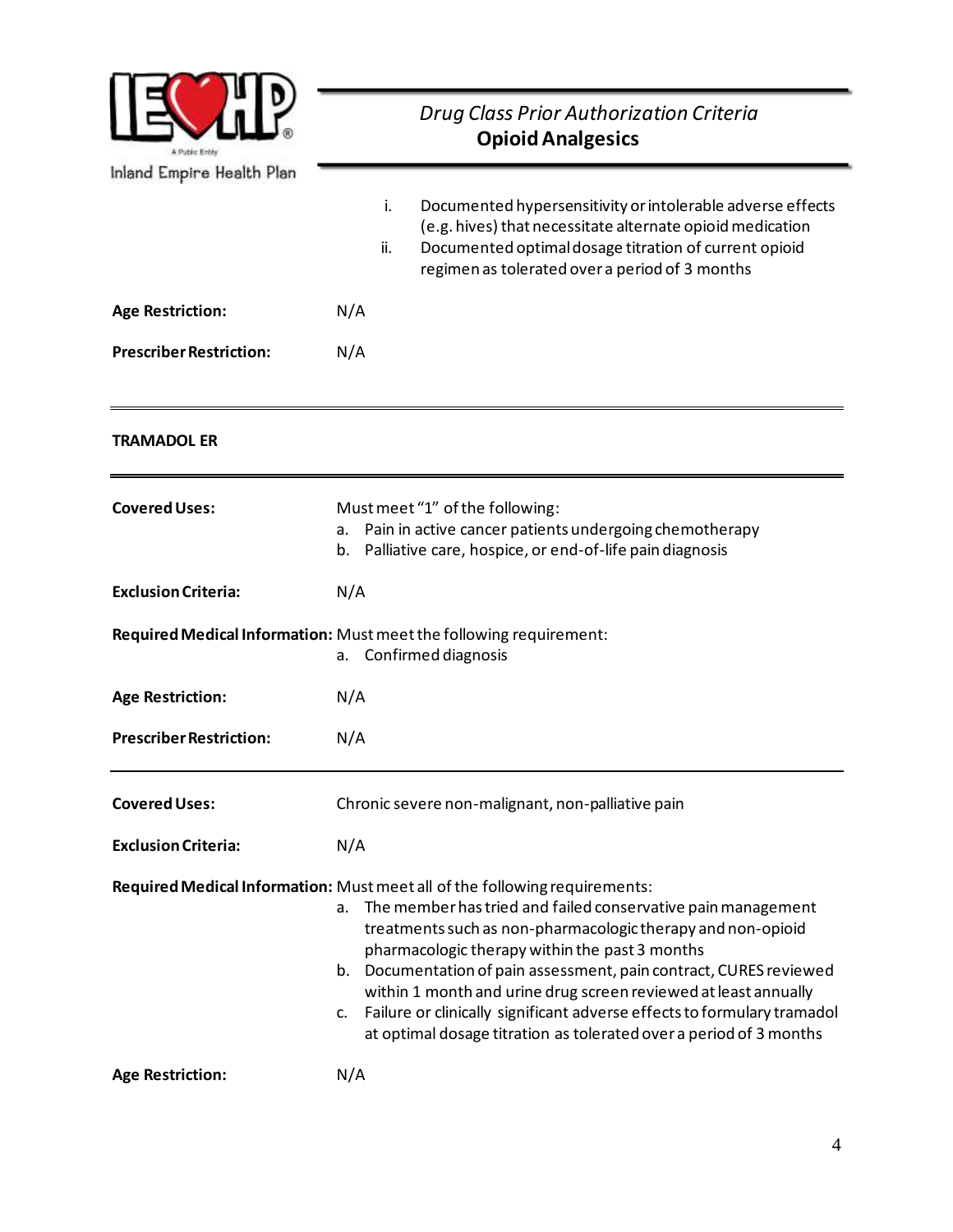i. Documented hypersensitivity or intolerable adverse effects (e.g. hives) that necessitate alternate opioid medication
ii. Documented optimal dosage titration of current opioid regimen as tolerated over a period of 3 months

**Age Restriction:** N/A

**Prescriber Restriction:** N/A

---

**TRAMADOL ER**

---

**Covered Uses:** Must meet "1" of the following:
a. Pain in active cancer patients undergoing chemotherapy
b. Palliative care, hospice, or end-of-life pain diagnosis

**Exclusion Criteria:** N/A

**Required Medical Information:** Must meet the following requirement:
a. Confirmed diagnosis

**Age Restriction:** N/A

**Prescriber Restriction:** N/A

---

**Covered Uses:** Chronic severe non-malignant, non-palliative pain

**Exclusion Criteria:** N/A

**Required Medical Information:** Must meet all of the following requirements:
a. The member has tried and failed conservative pain management treatments such as non-pharmacologic therapy and non-opioid pharmacologic therapy within the past 3 months
b. Documentation of pain assessment, pain contract, CURES reviewed within 1 month and urine drug screen reviewed at least annually
c. Failure or clinically significant adverse effects to formulary tramadol at optimal dosage titration as tolerated over a period of 3 months

**Age Restriction:** N/A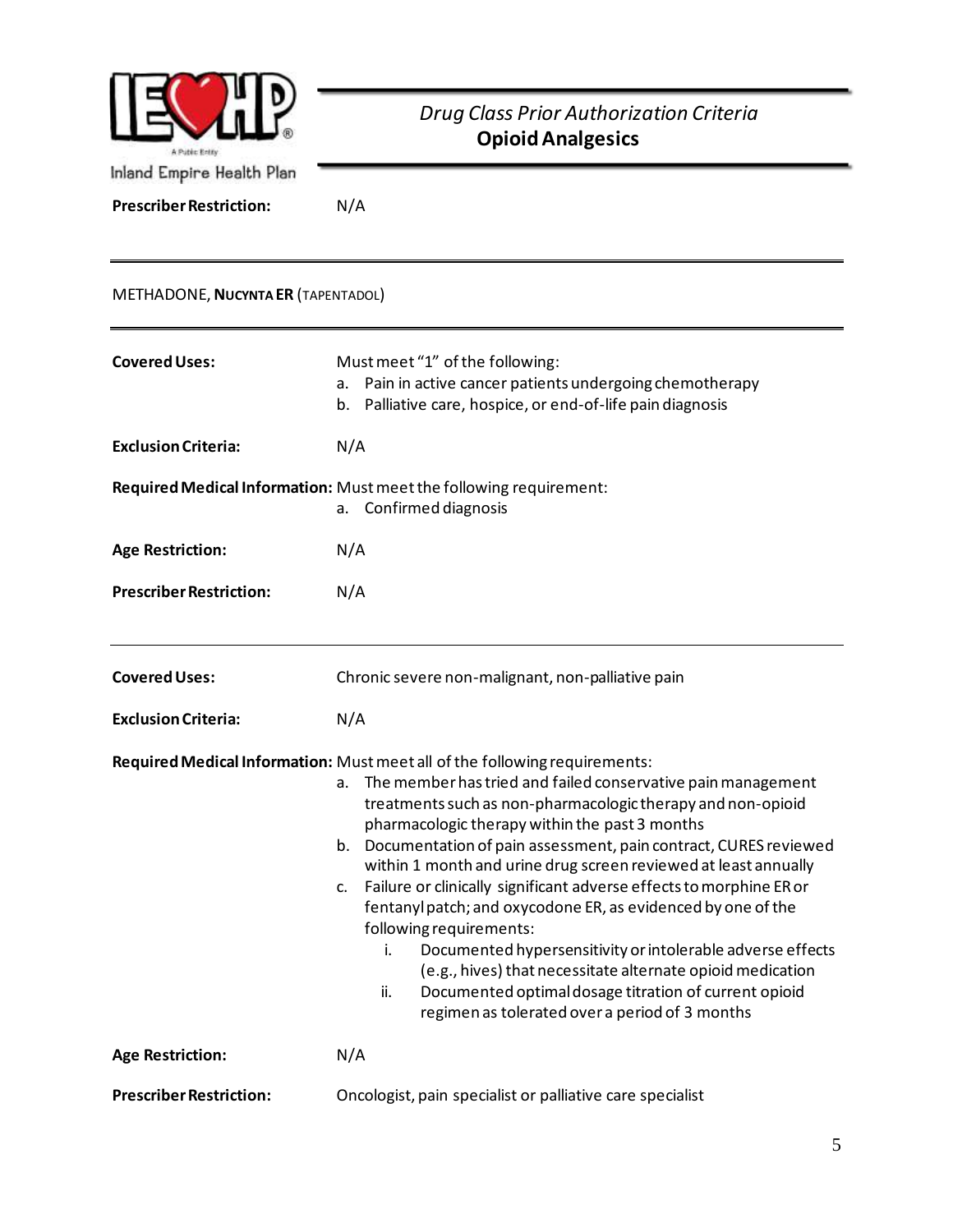**Prescriber Restriction:** N/A

---

METHADONE, **NUCYNTA ER** (TAPENTADOL)

---

**Covered Uses:** Must meet "1" of the following:

a. Pain in active cancer patients undergoing chemotherapy
b. Palliative care, hospice, or end-of-life pain diagnosis

**Exclusion Criteria:** N/A

**Required Medical Information:** Must meet the following requirement:

a. Confirmed diagnosis

**Age Restriction:** N/A

**Prescriber Restriction:** N/A

---

**Covered Uses:** Chronic severe non-malignant, non-palliative pain

**Exclusion Criteria:** N/A

**Required Medical Information:** Must meet all of the following requirements:

a. The member has tried and failed conservative pain management treatments such as non-pharmacologic therapy and non-opioid pharmacologic therapy within the past 3 months
b. Documentation of pain assessment, pain contract, CURES reviewed within 1 month and urine drug screen reviewed at least annually
c. Failure or clinically significant adverse effects to morphine ER or fentanyl patch; and oxycodone ER, as evidenced by one of the following requirements:
   i. Documented hypersensitivity or intolerable adverse effects (e.g., hives) that necessitate alternate opioid medication
   ii. Documented optimal dosage titration of current opioid regimen as tolerated over a period of 3 months

**Age Restriction:** N/A

**Prescriber Restriction:** Oncologist, pain specialist or palliative care specialist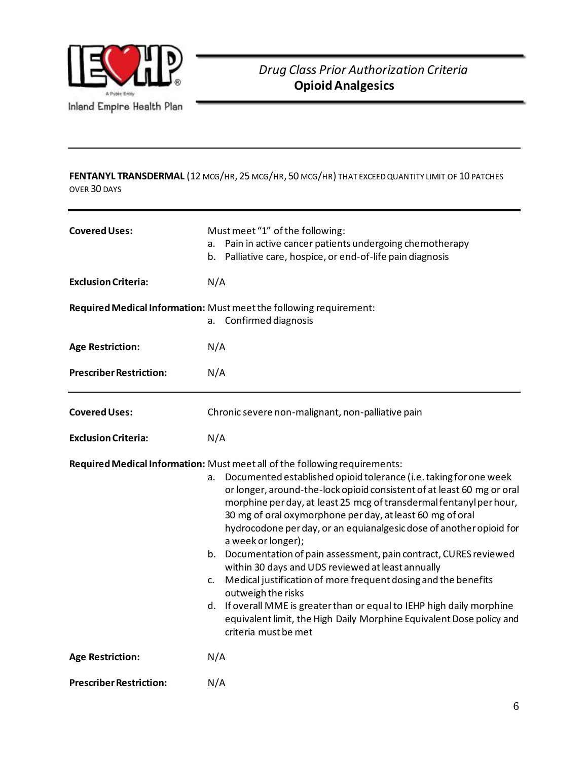**FENTANYL TRANSDERMAL** (12 MCG/HR, 25 MCG/HR, 50 MCG/HR) THAT EXCEED QUANTITY LIMIT OF 10 PATCHES OVER 30 DAYS

---

**Covered Uses:** Must meet "1" of the following:

a. Pain in active cancer patients undergoing chemotherapy
b. Palliative care, hospice, or end-of-life pain diagnosis

**Exclusion Criteria:** N/A

**Required Medical Information:** Must meet the following requirement:

a. Confirmed diagnosis

**Age Restriction:** N/A

**Prescriber Restriction:** N/A

---

**Covered Uses:** Chronic severe non-malignant, non-palliative pain

**Exclusion Criteria:** N/A

**Required Medical Information:** Must meet all of the following requirements:

a. Documented established opioid tolerance (i.e. taking for one week or longer, around-the-lock opioid consistent of at least 60 mg or oral morphine per day, at least 25 mcg of transdermal fentanyl per hour, 30 mg of oral oxymorphone per day, at least 60 mg of oral hydrocodone per day, or an equianalgesic dose of another opioid for a week or longer);
b. Documentation of pain assessment, pain contract, CURES reviewed within 30 days and UDS reviewed at least annually
c. Medical justification of more frequent dosing and the benefits outweigh the risks
d. If overall MME is greater than or equal to IEHP high daily morphine equivalent limit, the High Daily Morphine Equivalent Dose policy and criteria must be met

**Age Restriction:** N/A

**Prescriber Restriction:** N/A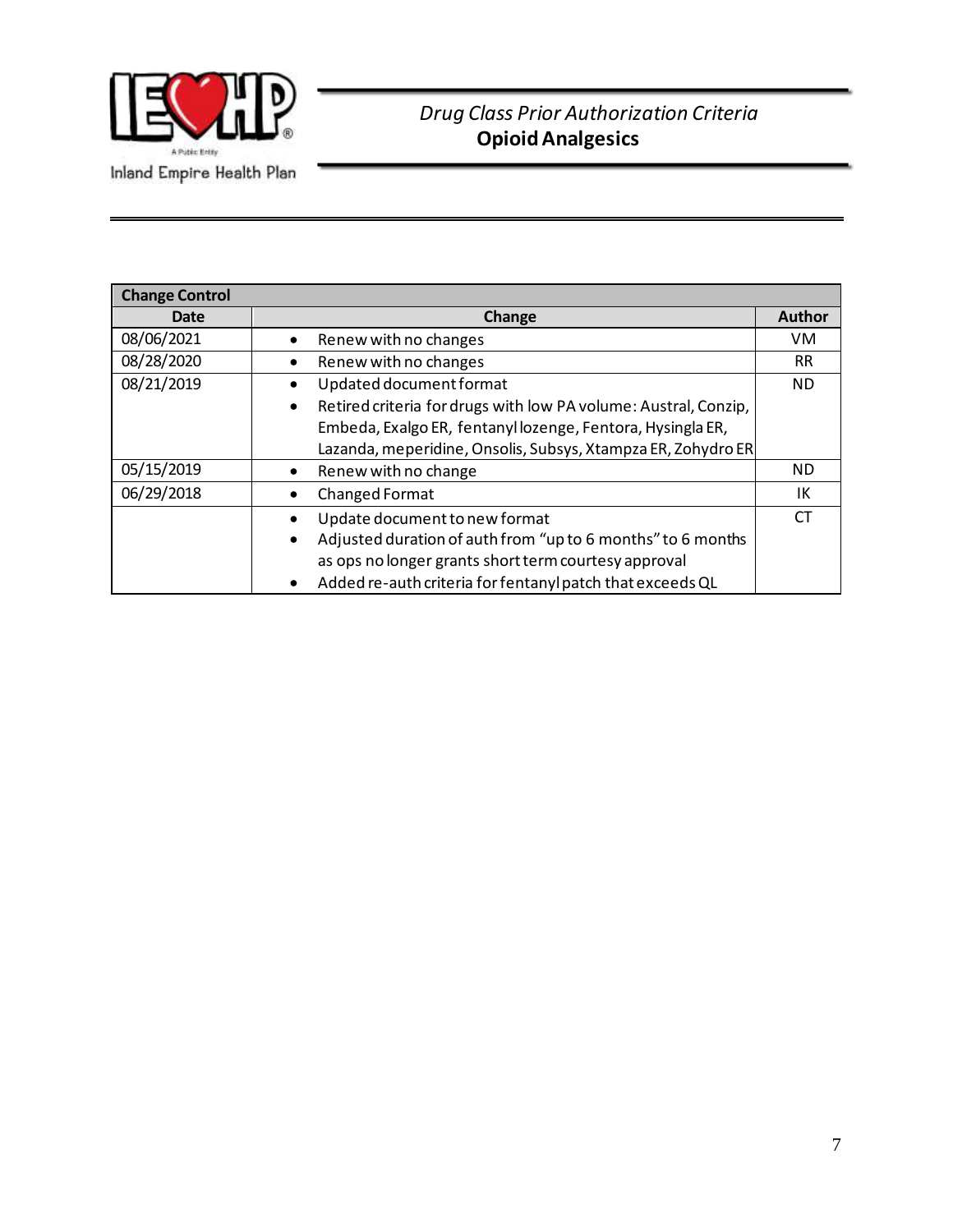| Change Control | | |
| --- | --- | --- |
| **Date** | **Change** | **Author** |
| 08/06/2021 | • Renew with no changes | VM |
| 08/28/2020 | • Renew with no changes | RR |
| 08/21/2019 | • Updated document format<br>• Retired criteria for drugs with low PA volume: Austral, Conzip, Embeda, Exalgo ER, fentanyl lozenge, Fentora, Hysingla ER, Lazanda, meperidine, Onsolis, Subsys, Xtampza ER, Zohydro ER | ND |
| 05/15/2019 | • Renew with no change | ND |
| 06/29/2018 | • Changed Format | IK |
| | • Update document to new format<br>• Adjusted duration of auth from "up to 6 months" to 6 months as ops no longer grants short term courtesy approval<br>• Added re-auth criteria for fentanyl patch that exceeds QL | CT |